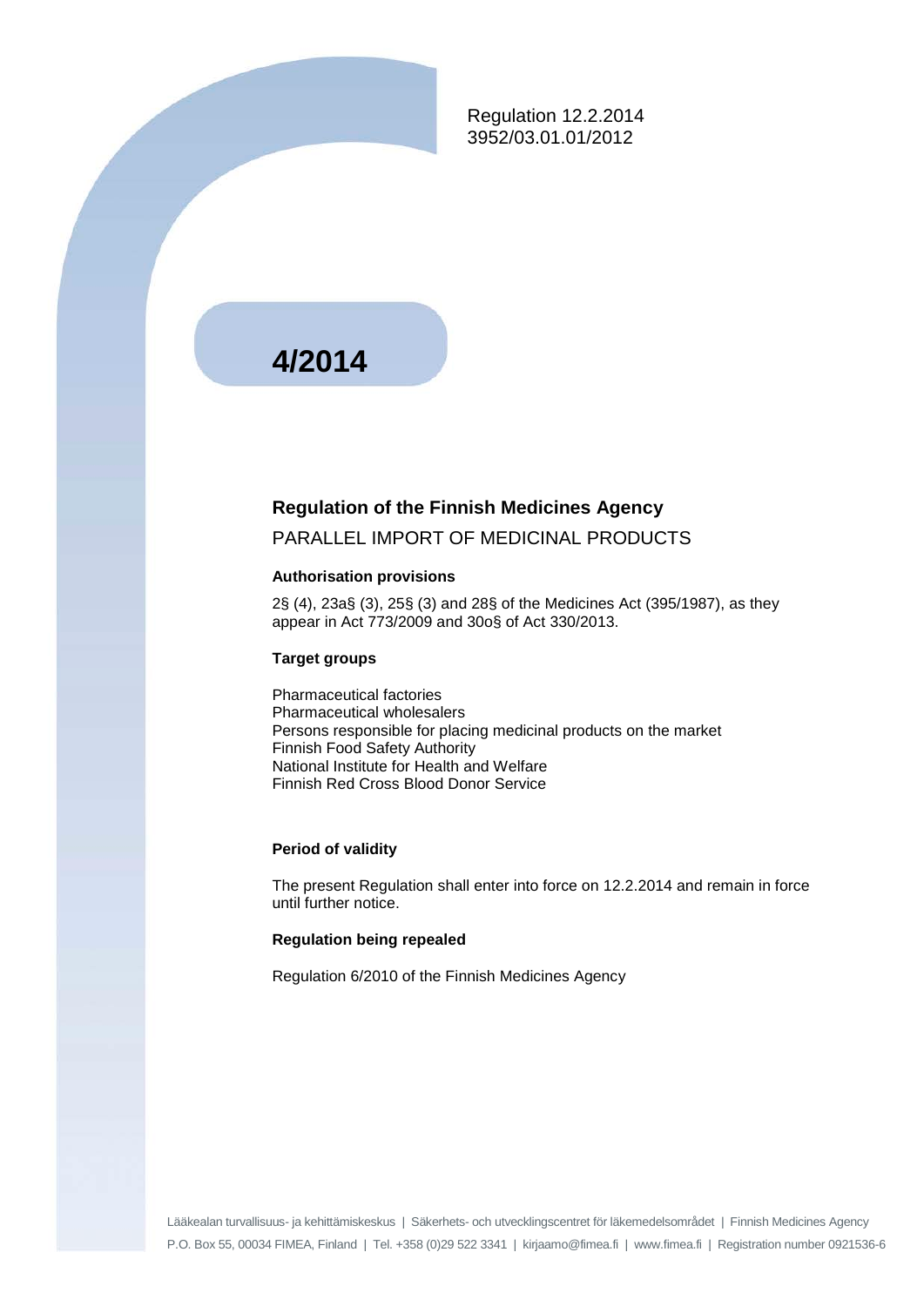Regulation 12.2.2014
3952/03.01.01/2012

# 4/2014

## Regulation of the Finnish Medicines Agency

PARALLEL IMPORT OF MEDICINAL PRODUCTS

### Authorisation provisions

2§ (4), 23a§ (3), 25§ (3) and 28§ of the Medicines Act (395/1987), as they appear in Act 773/2009 and 30o§ of Act 330/2013.

### Target groups

Pharmaceutical factories
Pharmaceutical wholesalers
Persons responsible for placing medicinal products on the market
Finnish Food Safety Authority
National Institute for Health and Welfare
Finnish Red Cross Blood Donor Service

### Period of validity

The present Regulation shall enter into force on 12.2.2014 and remain in force until further notice.

### Regulation being repealed

Regulation 6/2010 of the Finnish Medicines Agency

Lääkealan turvallisuus- ja kehittämiskeskus | Säkerhets- och utvecklingscentret för läkemedelsområdet | Finnish Medicines Agency
P.O. Box 55, 00034 FIMEA, Finland | Tel. +358 (0)29 522 3341 | kirjaamo@fimea.fi | www.fimea.fi | Registration number 0921536-6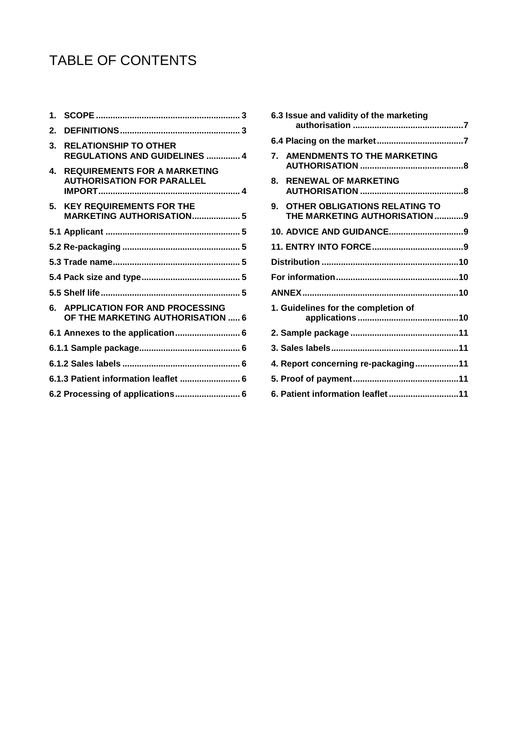# TABLE OF CONTENTS

1. SCOPE ........................................................... 3
2. DEFINITIONS ................................................. 3
3. RELATIONSHIP TO OTHER REGULATIONS AND GUIDELINES .............. 4
4. REQUIREMENTS FOR A MARKETING AUTHORISATION FOR PARALLEL IMPORT .......................................................... 4
5. KEY REQUIREMENTS FOR THE MARKETING AUTHORISATION.................... 5

5.1 Applicant ....................................................... 5

5.2 Re-packaging ................................................ 5

5.3 Trade name.................................................... 5

5.4 Pack size and type......................................... 5

5.5 Shelf life ......................................................... 5

6. APPLICATION FOR AND PROCESSING OF THE MARKETING AUTHORISATION ..... 6

6.1 Annexes to the application........................... 6

6.1.1 Sample package.......................................... 6

6.1.2 Sales labels ................................................ 6

6.1.3 Patient information leaflet ......................... 6

6.2 Processing of applications........................... 6

6.3 Issue and validity of the marketing authorisation .............................................7

6.4 Placing on the market....................................7

7. AMENDMENTS TO THE MARKETING AUTHORISATION ..........................................8
8. RENEWAL OF MARKETING AUTHORISATION ..........................................8
9. OTHER OBLIGATIONS RELATING TO THE MARKETING AUTHORISATION ............9
10. ADVICE AND GUIDANCE..............................9
11. ENTRY INTO FORCE.....................................9

Distribution ........................................................10

For information..................................................10

ANNEX................................................................10

1. Guidelines for the completion of applications ..........................................10
2. Sample package ............................................11
3. Sales labels....................................................11
4. Report concerning re-packaging..................11
5. Proof of payment...........................................11
6. Patient information leaflet ............................11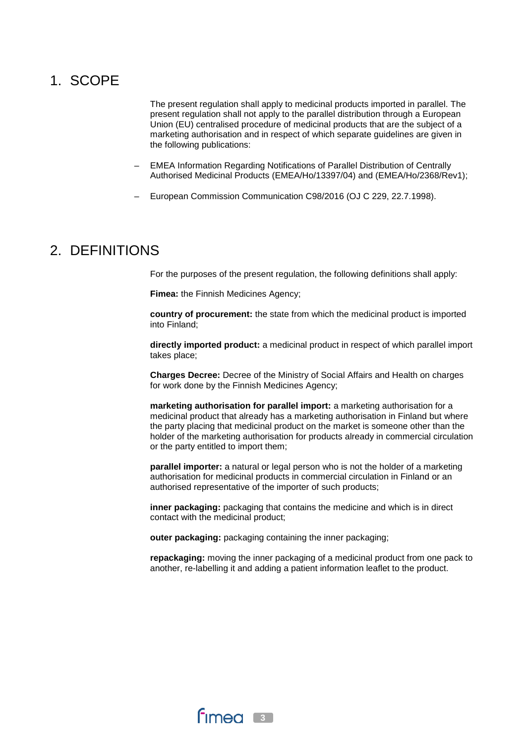# 1. SCOPE

The present regulation shall apply to medicinal products imported in parallel. The present regulation shall not apply to the parallel distribution through a European Union (EU) centralised procedure of medicinal products that are the subject of a marketing authorisation and in respect of which separate guidelines are given in the following publications:

- EMEA Information Regarding Notifications of Parallel Distribution of Centrally Authorised Medicinal Products (EMEA/Ho/13397/04) and (EMEA/Ho/2368/Rev1);
- European Commission Communication C98/2016 (OJ C 229, 22.7.1998).

# 2. DEFINITIONS

For the purposes of the present regulation, the following definitions shall apply:

**Fimea:** the Finnish Medicines Agency;

**country of procurement:** the state from which the medicinal product is imported into Finland;

**directly imported product:** a medicinal product in respect of which parallel import takes place;

**Charges Decree:** Decree of the Ministry of Social Affairs and Health on charges for work done by the Finnish Medicines Agency;

**marketing authorisation for parallel import:** a marketing authorisation for a medicinal product that already has a marketing authorisation in Finland but where the party placing that medicinal product on the market is someone other than the holder of the marketing authorisation for products already in commercial circulation or the party entitled to import them;

**parallel importer:** a natural or legal person who is not the holder of a marketing authorisation for medicinal products in commercial circulation in Finland or an authorised representative of the importer of such products;

**inner packaging:** packaging that contains the medicine and which is in direct contact with the medicinal product;

**outer packaging:** packaging containing the inner packaging;

**repackaging:** moving the inner packaging of a medicinal product from one pack to another, re-labelling it and adding a patient information leaflet to the product.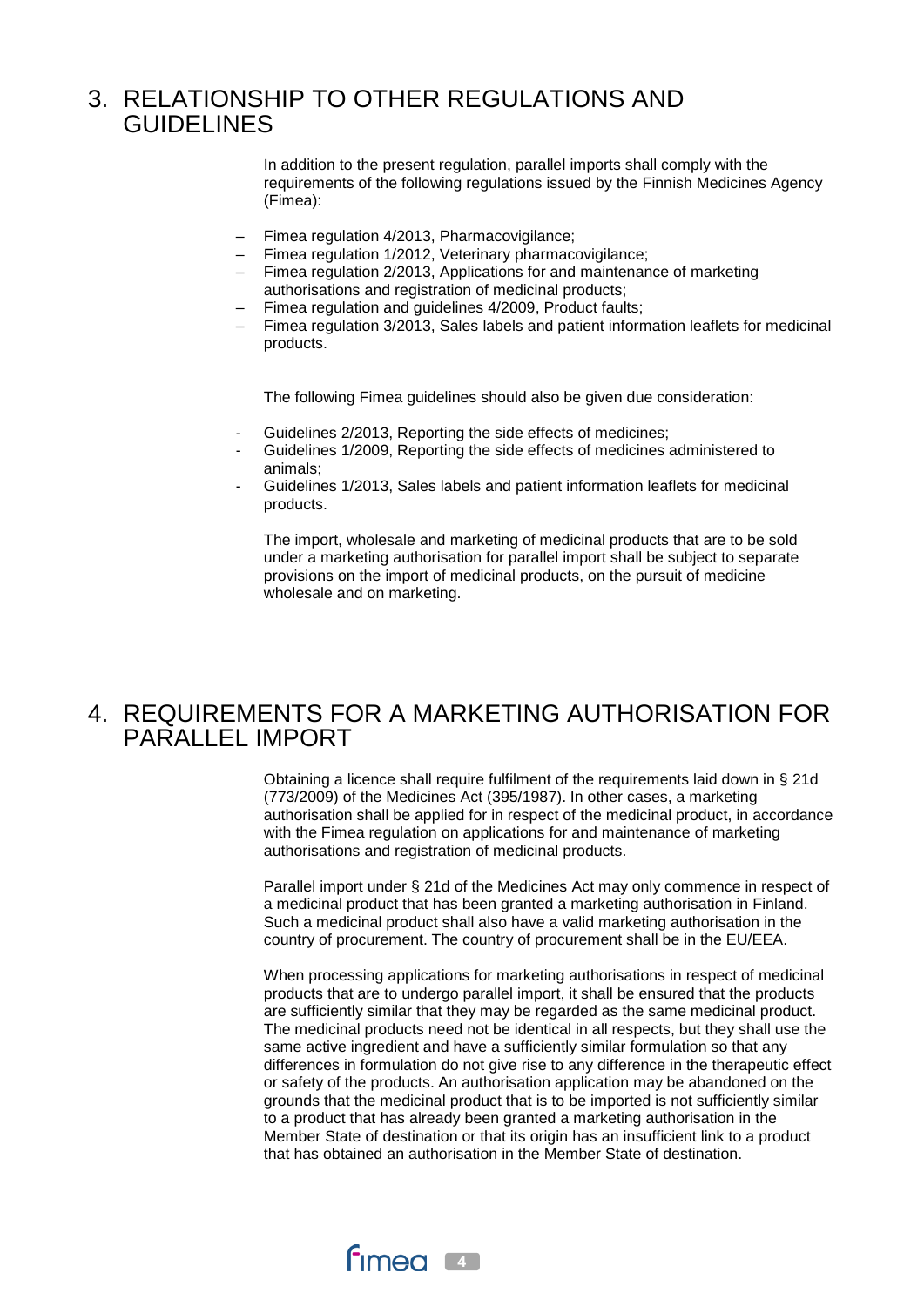# 3. RELATIONSHIP TO OTHER REGULATIONS AND GUIDELINES

In addition to the present regulation, parallel imports shall comply with the requirements of the following regulations issued by the Finnish Medicines Agency (Fimea):

- Fimea regulation 4/2013, Pharmacovigilance;
- Fimea regulation 1/2012, Veterinary pharmacovigilance;
- Fimea regulation 2/2013, Applications for and maintenance of marketing authorisations and registration of medicinal products;
- Fimea regulation and guidelines 4/2009, Product faults;
- Fimea regulation 3/2013, Sales labels and patient information leaflets for medicinal products.

The following Fimea guidelines should also be given due consideration:

- Guidelines 2/2013, Reporting the side effects of medicines;
- Guidelines 1/2009, Reporting the side effects of medicines administered to animals;
- Guidelines 1/2013, Sales labels and patient information leaflets for medicinal products.

The import, wholesale and marketing of medicinal products that are to be sold under a marketing authorisation for parallel import shall be subject to separate provisions on the import of medicinal products, on the pursuit of medicine wholesale and on marketing.

# 4. REQUIREMENTS FOR A MARKETING AUTHORISATION FOR PARALLEL IMPORT

Obtaining a licence shall require fulfilment of the requirements laid down in § 21d (773/2009) of the Medicines Act (395/1987). In other cases, a marketing authorisation shall be applied for in respect of the medicinal product, in accordance with the Fimea regulation on applications for and maintenance of marketing authorisations and registration of medicinal products.

Parallel import under § 21d of the Medicines Act may only commence in respect of a medicinal product that has been granted a marketing authorisation in Finland. Such a medicinal product shall also have a valid marketing authorisation in the country of procurement. The country of procurement shall be in the EU/EEA.

When processing applications for marketing authorisations in respect of medicinal products that are to undergo parallel import, it shall be ensured that the products are sufficiently similar that they may be regarded as the same medicinal product. The medicinal products need not be identical in all respects, but they shall use the same active ingredient and have a sufficiently similar formulation so that any differences in formulation do not give rise to any difference in the therapeutic effect or safety of the products. An authorisation application may be abandoned on the grounds that the medicinal product that is to be imported is not sufficiently similar to a product that has already been granted a marketing authorisation in the Member State of destination or that its origin has an insufficient link to a product that has obtained an authorisation in the Member State of destination.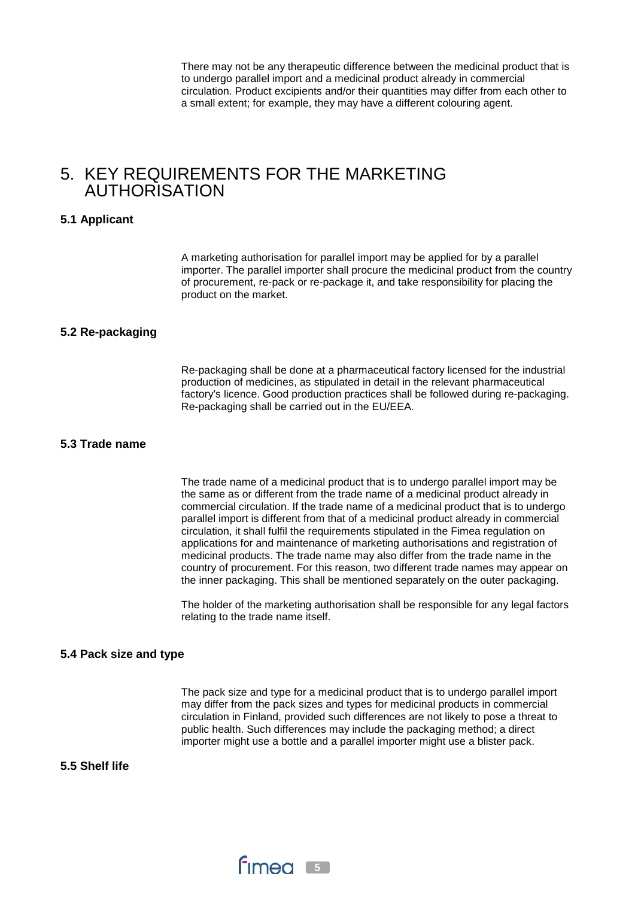There may not be any therapeutic difference between the medicinal product that is to undergo parallel import and a medicinal product already in commercial circulation. Product excipients and/or their quantities may differ from each other to a small extent; for example, they may have a different colouring agent.

# 5. KEY REQUIREMENTS FOR THE MARKETING AUTHORISATION

### 5.1 Applicant

A marketing authorisation for parallel import may be applied for by a parallel importer. The parallel importer shall procure the medicinal product from the country of procurement, re-pack or re-package it, and take responsibility for placing the product on the market.

### 5.2 Re-packaging

Re-packaging shall be done at a pharmaceutical factory licensed for the industrial production of medicines, as stipulated in detail in the relevant pharmaceutical factory's licence. Good production practices shall be followed during re-packaging. Re-packaging shall be carried out in the EU/EEA.

### 5.3 Trade name

The trade name of a medicinal product that is to undergo parallel import may be the same as or different from the trade name of a medicinal product already in commercial circulation. If the trade name of a medicinal product that is to undergo parallel import is different from that of a medicinal product already in commercial circulation, it shall fulfil the requirements stipulated in the Fimea regulation on applications for and maintenance of marketing authorisations and registration of medicinal products. The trade name may also differ from the trade name in the country of procurement. For this reason, two different trade names may appear on the inner packaging. This shall be mentioned separately on the outer packaging.

The holder of the marketing authorisation shall be responsible for any legal factors relating to the trade name itself.

### 5.4 Pack size and type

The pack size and type for a medicinal product that is to undergo parallel import may differ from the pack sizes and types for medicinal products in commercial circulation in Finland, provided such differences are not likely to pose a threat to public health. Such differences may include the packaging method; a direct importer might use a bottle and a parallel importer might use a blister pack.

### 5.5 Shelf life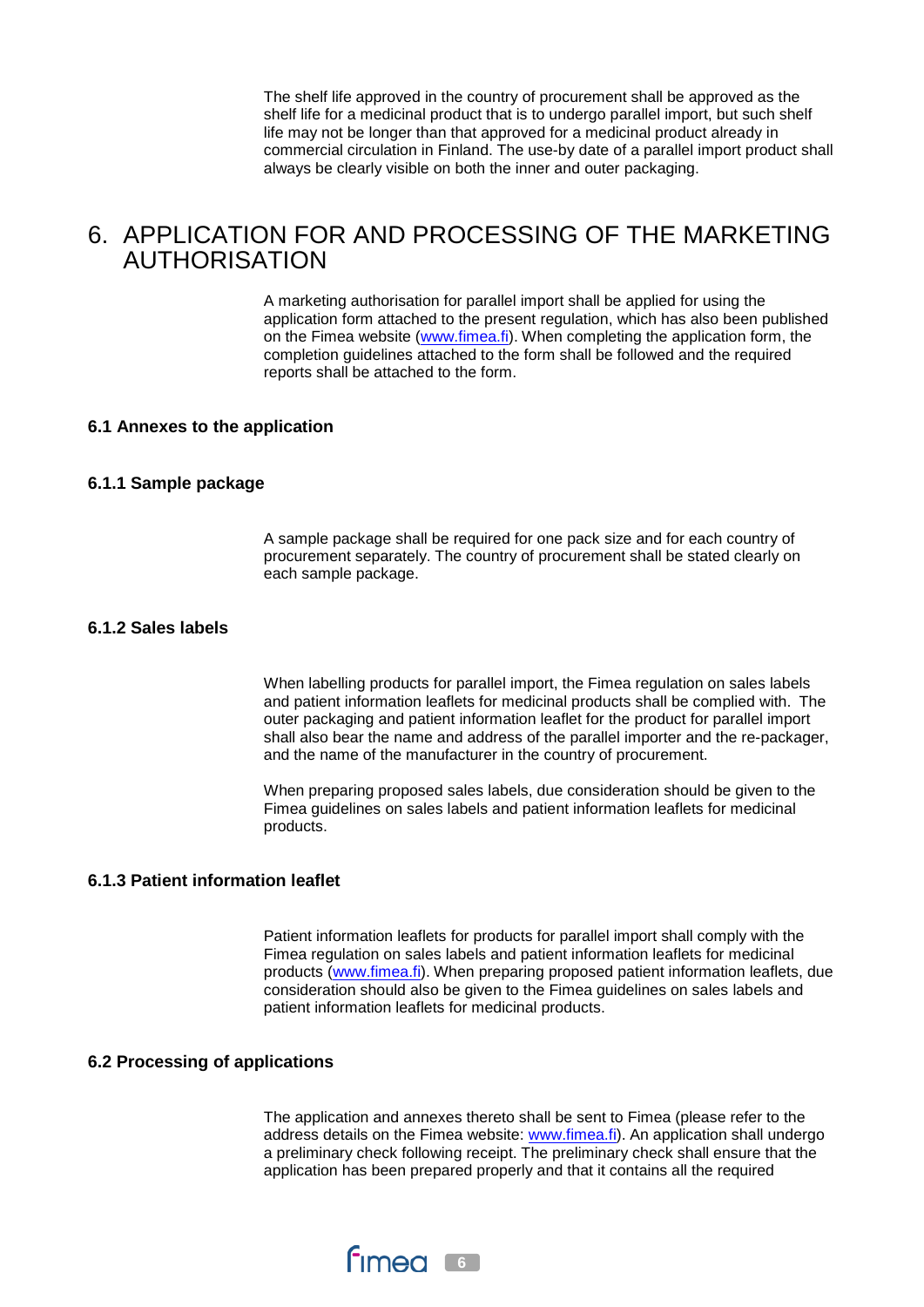The shelf life approved in the country of procurement shall be approved as the shelf life for a medicinal product that is to undergo parallel import, but such shelf life may not be longer than that approved for a medicinal product already in commercial circulation in Finland. The use-by date of a parallel import product shall always be clearly visible on both the inner and outer packaging.

# 6. APPLICATION FOR AND PROCESSING OF THE MARKETING AUTHORISATION

A marketing authorisation for parallel import shall be applied for using the application form attached to the present regulation, which has also been published on the Fimea website (www.fimea.fi). When completing the application form, the completion guidelines attached to the form shall be followed and the required reports shall be attached to the form.

## 6.1 Annexes to the application

### 6.1.1 Sample package

A sample package shall be required for one pack size and for each country of procurement separately. The country of procurement shall be stated clearly on each sample package.

### 6.1.2 Sales labels

When labelling products for parallel import, the Fimea regulation on sales labels and patient information leaflets for medicinal products shall be complied with. The outer packaging and patient information leaflet for the product for parallel import shall also bear the name and address of the parallel importer and the re-packager, and the name of the manufacturer in the country of procurement.

When preparing proposed sales labels, due consideration should be given to the Fimea guidelines on sales labels and patient information leaflets for medicinal products.

### 6.1.3 Patient information leaflet

Patient information leaflets for products for parallel import shall comply with the Fimea regulation on sales labels and patient information leaflets for medicinal products (www.fimea.fi). When preparing proposed patient information leaflets, due consideration should also be given to the Fimea guidelines on sales labels and patient information leaflets for medicinal products.

## 6.2 Processing of applications

The application and annexes thereto shall be sent to Fimea (please refer to the address details on the Fimea website: www.fimea.fi). An application shall undergo a preliminary check following receipt. The preliminary check shall ensure that the application has been prepared properly and that it contains all the required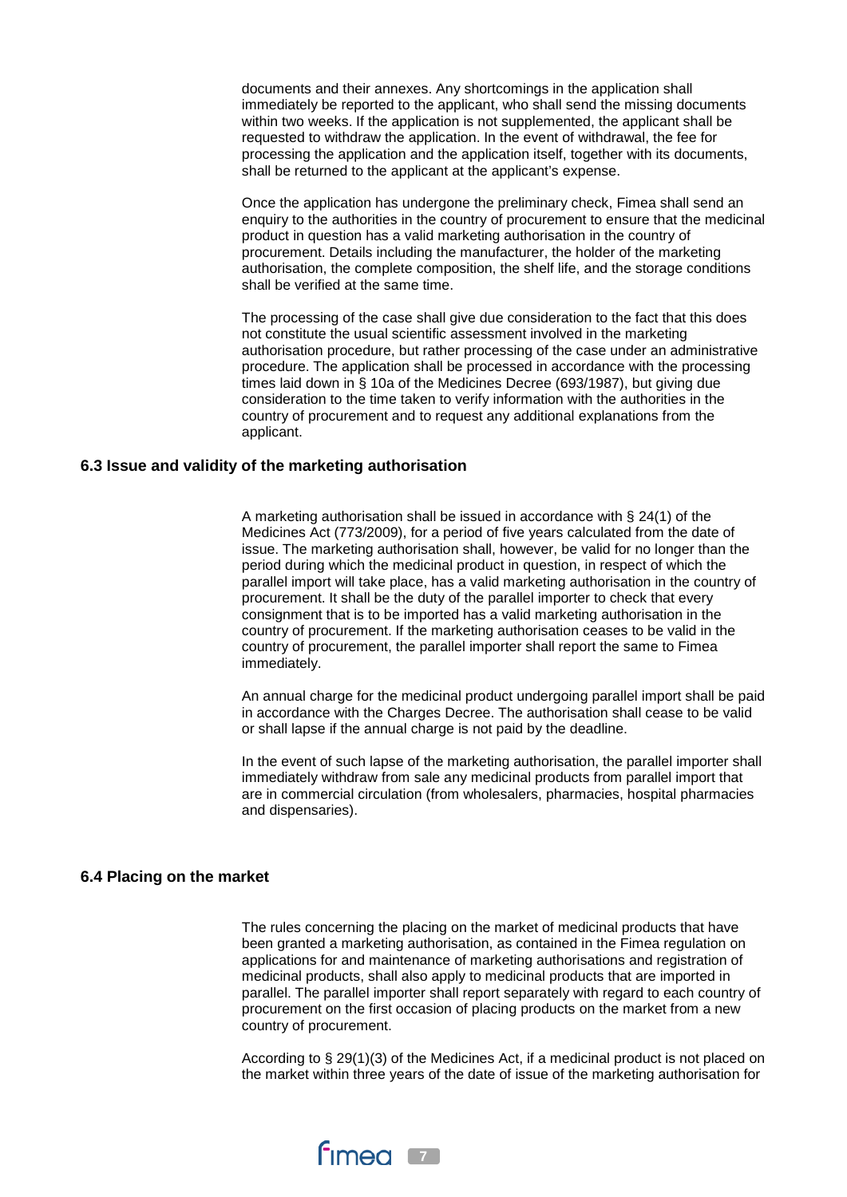documents and their annexes. Any shortcomings in the application shall immediately be reported to the applicant, who shall send the missing documents within two weeks. If the application is not supplemented, the applicant shall be requested to withdraw the application. In the event of withdrawal, the fee for processing the application and the application itself, together with its documents, shall be returned to the applicant at the applicant's expense.

Once the application has undergone the preliminary check, Fimea shall send an enquiry to the authorities in the country of procurement to ensure that the medicinal product in question has a valid marketing authorisation in the country of procurement. Details including the manufacturer, the holder of the marketing authorisation, the complete composition, the shelf life, and the storage conditions shall be verified at the same time.

The processing of the case shall give due consideration to the fact that this does not constitute the usual scientific assessment involved in the marketing authorisation procedure, but rather processing of the case under an administrative procedure. The application shall be processed in accordance with the processing times laid down in § 10a of the Medicines Decree (693/1987), but giving due consideration to the time taken to verify information with the authorities in the country of procurement and to request any additional explanations from the applicant.

### 6.3 Issue and validity of the marketing authorisation

A marketing authorisation shall be issued in accordance with § 24(1) of the Medicines Act (773/2009), for a period of five years calculated from the date of issue. The marketing authorisation shall, however, be valid for no longer than the period during which the medicinal product in question, in respect of which the parallel import will take place, has a valid marketing authorisation in the country of procurement. It shall be the duty of the parallel importer to check that every consignment that is to be imported has a valid marketing authorisation in the country of procurement. If the marketing authorisation ceases to be valid in the country of procurement, the parallel importer shall report the same to Fimea immediately.

An annual charge for the medicinal product undergoing parallel import shall be paid in accordance with the Charges Decree. The authorisation shall cease to be valid or shall lapse if the annual charge is not paid by the deadline.

In the event of such lapse of the marketing authorisation, the parallel importer shall immediately withdraw from sale any medicinal products from parallel import that are in commercial circulation (from wholesalers, pharmacies, hospital pharmacies and dispensaries).

### 6.4 Placing on the market

The rules concerning the placing on the market of medicinal products that have been granted a marketing authorisation, as contained in the Fimea regulation on applications for and maintenance of marketing authorisations and registration of medicinal products, shall also apply to medicinal products that are imported in parallel. The parallel importer shall report separately with regard to each country of procurement on the first occasion of placing products on the market from a new country of procurement.

According to § 29(1)(3) of the Medicines Act, if a medicinal product is not placed on the market within three years of the date of issue of the marketing authorisation for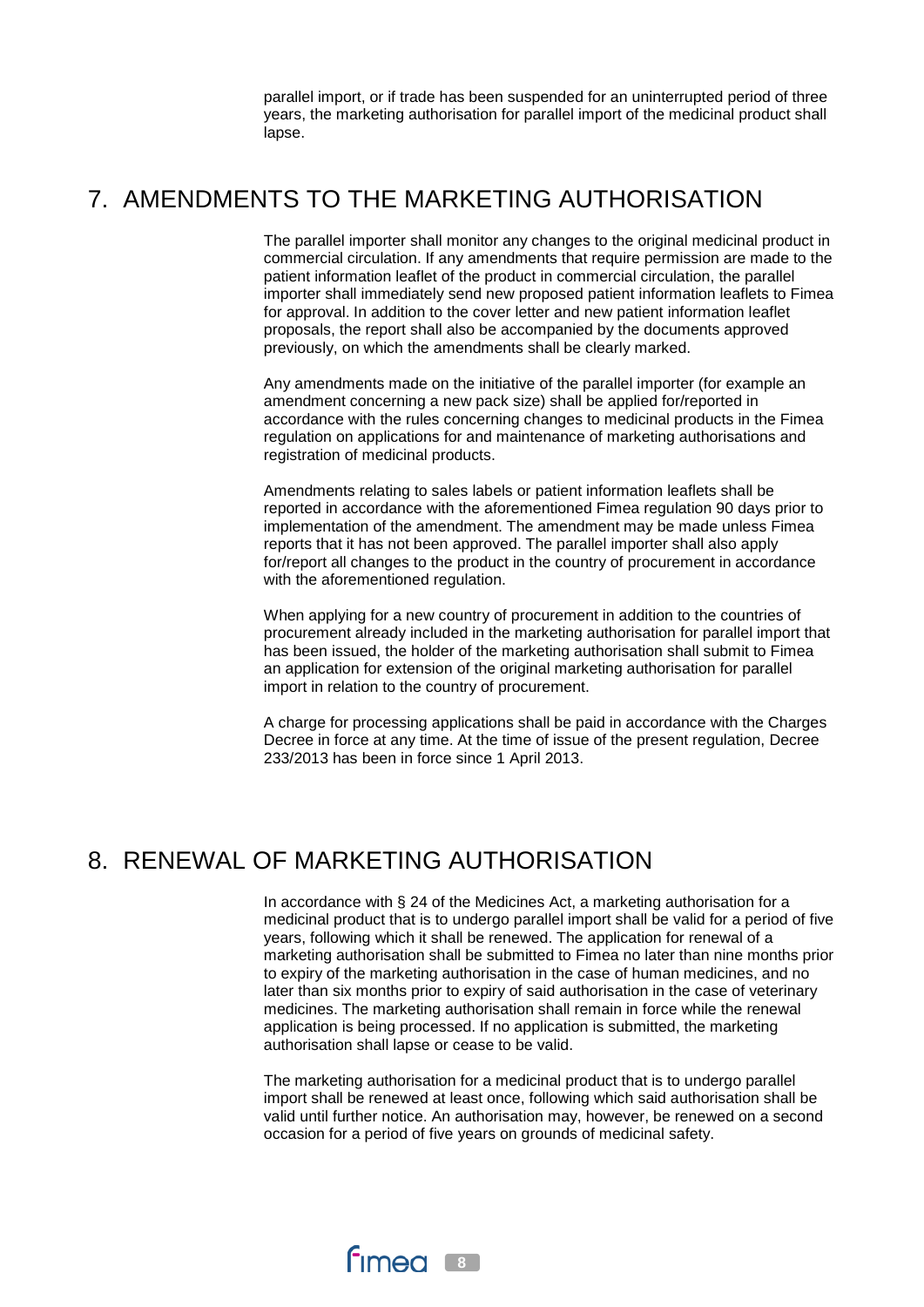parallel import, or if trade has been suspended for an uninterrupted period of three years, the marketing authorisation for parallel import of the medicinal product shall lapse.

# 7. AMENDMENTS TO THE MARKETING AUTHORISATION

The parallel importer shall monitor any changes to the original medicinal product in commercial circulation. If any amendments that require permission are made to the patient information leaflet of the product in commercial circulation, the parallel importer shall immediately send new proposed patient information leaflets to Fimea for approval. In addition to the cover letter and new patient information leaflet proposals, the report shall also be accompanied by the documents approved previously, on which the amendments shall be clearly marked.

Any amendments made on the initiative of the parallel importer (for example an amendment concerning a new pack size) shall be applied for/reported in accordance with the rules concerning changes to medicinal products in the Fimea regulation on applications for and maintenance of marketing authorisations and registration of medicinal products.

Amendments relating to sales labels or patient information leaflets shall be reported in accordance with the aforementioned Fimea regulation 90 days prior to implementation of the amendment. The amendment may be made unless Fimea reports that it has not been approved. The parallel importer shall also apply for/report all changes to the product in the country of procurement in accordance with the aforementioned regulation.

When applying for a new country of procurement in addition to the countries of procurement already included in the marketing authorisation for parallel import that has been issued, the holder of the marketing authorisation shall submit to Fimea an application for extension of the original marketing authorisation for parallel import in relation to the country of procurement.

A charge for processing applications shall be paid in accordance with the Charges Decree in force at any time. At the time of issue of the present regulation, Decree 233/2013 has been in force since 1 April 2013.

# 8. RENEWAL OF MARKETING AUTHORISATION

In accordance with § 24 of the Medicines Act, a marketing authorisation for a medicinal product that is to undergo parallel import shall be valid for a period of five years, following which it shall be renewed. The application for renewal of a marketing authorisation shall be submitted to Fimea no later than nine months prior to expiry of the marketing authorisation in the case of human medicines, and no later than six months prior to expiry of said authorisation in the case of veterinary medicines. The marketing authorisation shall remain in force while the renewal application is being processed. If no application is submitted, the marketing authorisation shall lapse or cease to be valid.

The marketing authorisation for a medicinal product that is to undergo parallel import shall be renewed at least once, following which said authorisation shall be valid until further notice. An authorisation may, however, be renewed on a second occasion for a period of five years on grounds of medicinal safety.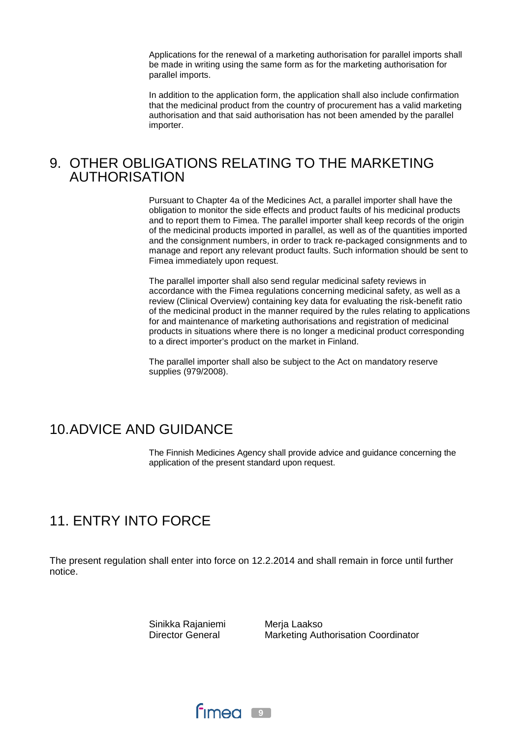Applications for the renewal of a marketing authorisation for parallel imports shall be made in writing using the same form as for the marketing authorisation for parallel imports.

In addition to the application form, the application shall also include confirmation that the medicinal product from the country of procurement has a valid marketing authorisation and that said authorisation has not been amended by the parallel importer.

# 9. OTHER OBLIGATIONS RELATING TO THE MARKETING AUTHORISATION

Pursuant to Chapter 4a of the Medicines Act, a parallel importer shall have the obligation to monitor the side effects and product faults of his medicinal products and to report them to Fimea. The parallel importer shall keep records of the origin of the medicinal products imported in parallel, as well as of the quantities imported and the consignment numbers, in order to track re-packaged consignments and to manage and report any relevant product faults. Such information should be sent to Fimea immediately upon request.

The parallel importer shall also send regular medicinal safety reviews in accordance with the Fimea regulations concerning medicinal safety, as well as a review (Clinical Overview) containing key data for evaluating the risk-benefit ratio of the medicinal product in the manner required by the rules relating to applications for and maintenance of marketing authorisations and registration of medicinal products in situations where there is no longer a medicinal product corresponding to a direct importer's product on the market in Finland.

The parallel importer shall also be subject to the Act on mandatory reserve supplies (979/2008).

# 10. ADVICE AND GUIDANCE

The Finnish Medicines Agency shall provide advice and guidance concerning the application of the present standard upon request.

# 11. ENTRY INTO FORCE

The present regulation shall enter into force on 12.2.2014 and shall remain in force until further notice.

Sinikka Rajaniemi
Director General

Merja Laakso
Marketing Authorisation Coordinator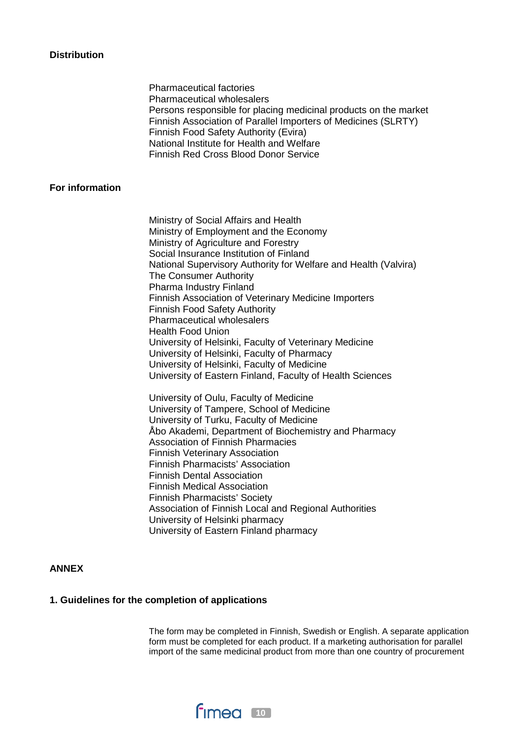**Distribution**

Pharmaceutical factories
Pharmaceutical wholesalers
Persons responsible for placing medicinal products on the market
Finnish Association of Parallel Importers of Medicines (SLRTY)
Finnish Food Safety Authority (Evira)
National Institute for Health and Welfare
Finnish Red Cross Blood Donor Service

**For information**

Ministry of Social Affairs and Health
Ministry of Employment and the Economy
Ministry of Agriculture and Forestry
Social Insurance Institution of Finland
National Supervisory Authority for Welfare and Health (Valvira)
The Consumer Authority
Pharma Industry Finland
Finnish Association of Veterinary Medicine Importers
Finnish Food Safety Authority
Pharmaceutical wholesalers
Health Food Union
University of Helsinki, Faculty of Veterinary Medicine
University of Helsinki, Faculty of Pharmacy
University of Helsinki, Faculty of Medicine
University of Eastern Finland, Faculty of Health Sciences

University of Oulu, Faculty of Medicine
University of Tampere, School of Medicine
University of Turku, Faculty of Medicine
Åbo Akademi, Department of Biochemistry and Pharmacy
Association of Finnish Pharmacies
Finnish Veterinary Association
Finnish Pharmacists' Association
Finnish Dental Association
Finnish Medical Association
Finnish Pharmacists' Society
Association of Finnish Local and Regional Authorities
University of Helsinki pharmacy
University of Eastern Finland pharmacy

**ANNEX**

**1. Guidelines for the completion of applications**

The form may be completed in Finnish, Swedish or English. A separate application form must be completed for each product. If a marketing authorisation for parallel import of the same medicinal product from more than one country of procurement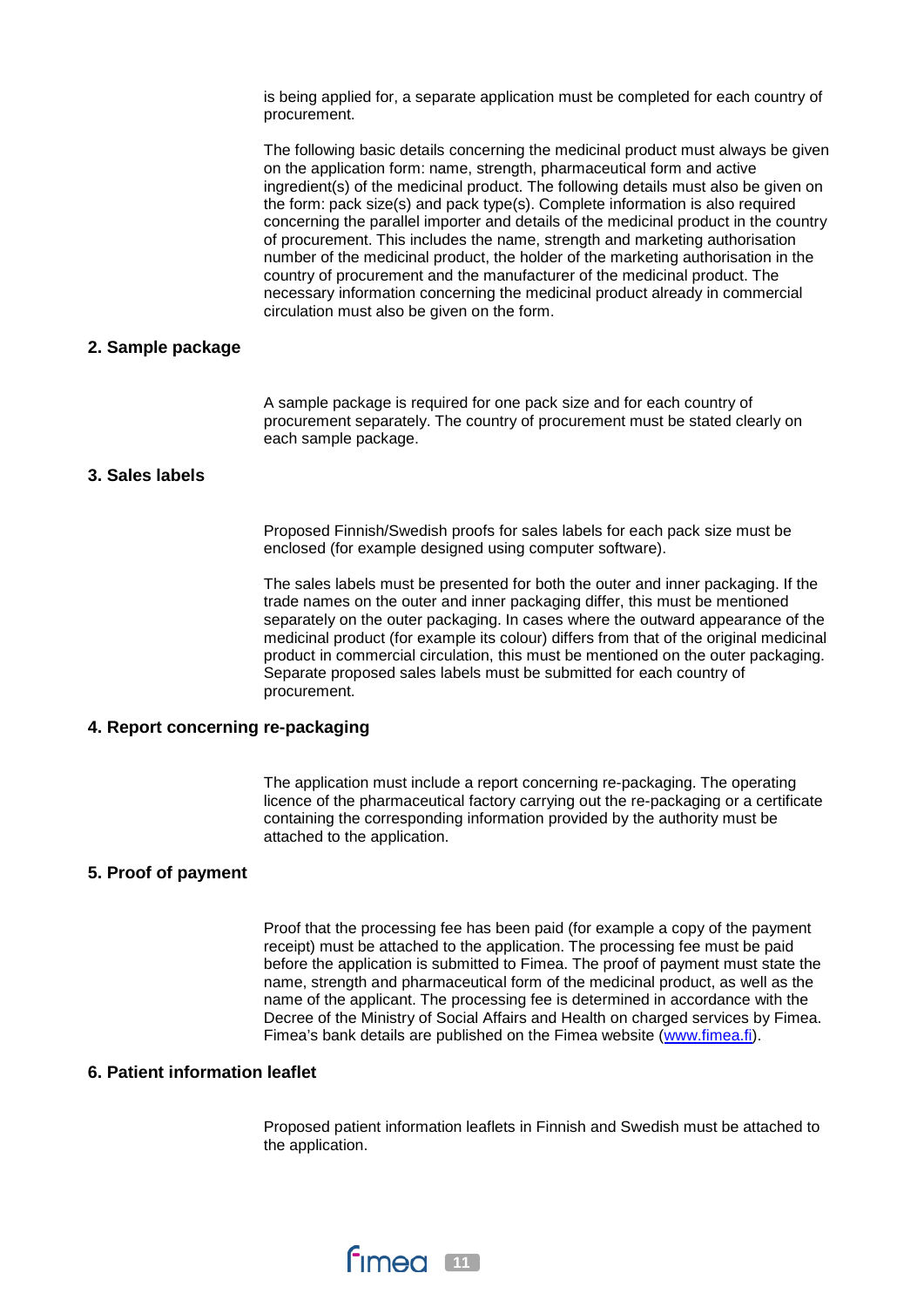is being applied for, a separate application must be completed for each country of procurement.

The following basic details concerning the medicinal product must always be given on the application form: name, strength, pharmaceutical form and active ingredient(s) of the medicinal product. The following details must also be given on the form: pack size(s) and pack type(s). Complete information is also required concerning the parallel importer and details of the medicinal product in the country of procurement. This includes the name, strength and marketing authorisation number of the medicinal product, the holder of the marketing authorisation in the country of procurement and the manufacturer of the medicinal product. The necessary information concerning the medicinal product already in commercial circulation must also be given on the form.

## 2. Sample package

A sample package is required for one pack size and for each country of procurement separately. The country of procurement must be stated clearly on each sample package.

## 3. Sales labels

Proposed Finnish/Swedish proofs for sales labels for each pack size must be enclosed (for example designed using computer software).

The sales labels must be presented for both the outer and inner packaging. If the trade names on the outer and inner packaging differ, this must be mentioned separately on the outer packaging. In cases where the outward appearance of the medicinal product (for example its colour) differs from that of the original medicinal product in commercial circulation, this must be mentioned on the outer packaging. Separate proposed sales labels must be submitted for each country of procurement.

## 4. Report concerning re-packaging

The application must include a report concerning re-packaging. The operating licence of the pharmaceutical factory carrying out the re-packaging or a certificate containing the corresponding information provided by the authority must be attached to the application.

## 5. Proof of payment

Proof that the processing fee has been paid (for example a copy of the payment receipt) must be attached to the application. The processing fee must be paid before the application is submitted to Fimea. The proof of payment must state the name, strength and pharmaceutical form of the medicinal product, as well as the name of the applicant. The processing fee is determined in accordance with the Decree of the Ministry of Social Affairs and Health on charged services by Fimea. Fimea's bank details are published on the Fimea website (www.fimea.fi).

## 6. Patient information leaflet

Proposed patient information leaflets in Finnish and Swedish must be attached to the application.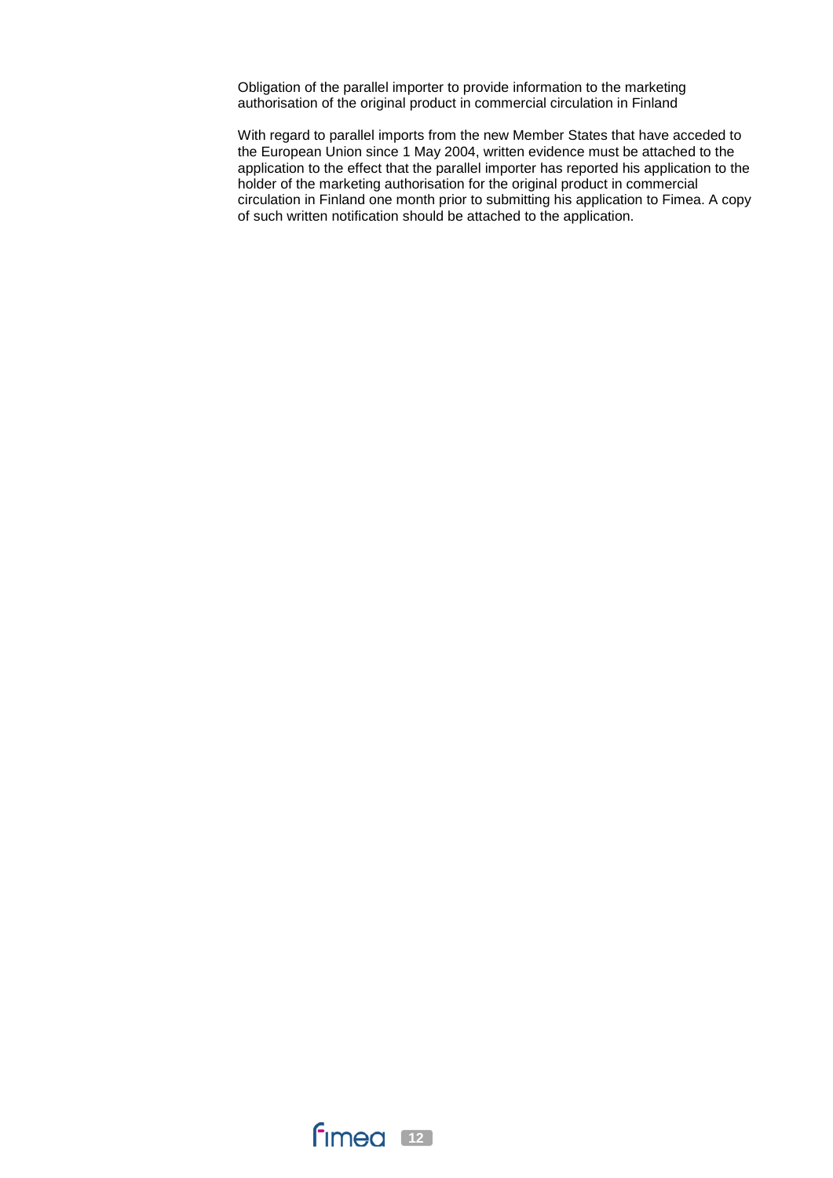Obligation of the parallel importer to provide information to the marketing authorisation of the original product in commercial circulation in Finland

With regard to parallel imports from the new Member States that have acceded to the European Union since 1 May 2004, written evidence must be attached to the application to the effect that the parallel importer has reported his application to the holder of the marketing authorisation for the original product in commercial circulation in Finland one month prior to submitting his application to Fimea. A copy of such written notification should be attached to the application.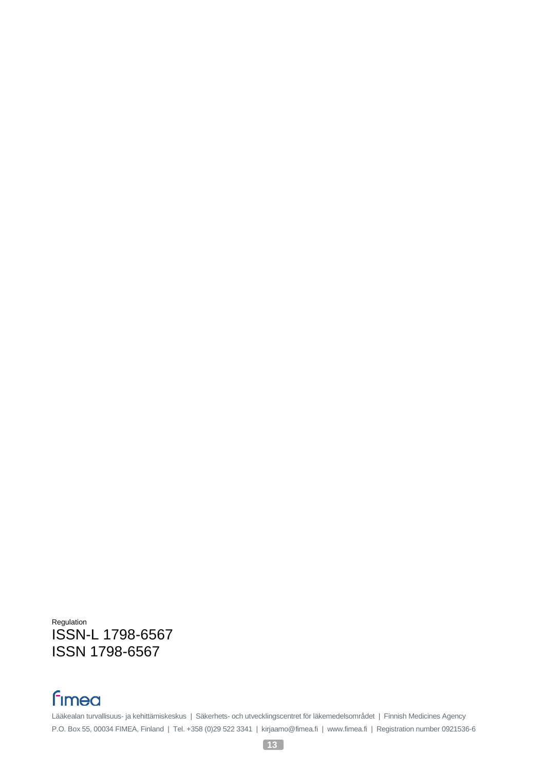Regulation

ISSN-L 1798-6567

ISSN 1798-6567

fimea

Lääkealan turvallisuus- ja kehittämiskeskus | Säkerhets- och utvecklingscentret för läkemedelsområdet | Finnish Medicines Agency

P.O. Box 55, 00034 FIMEA, Finland | Tel. +358 (0)29 522 3341 | kirjaamo@fimea.fi | www.fimea.fi | Registration number 0921536-6